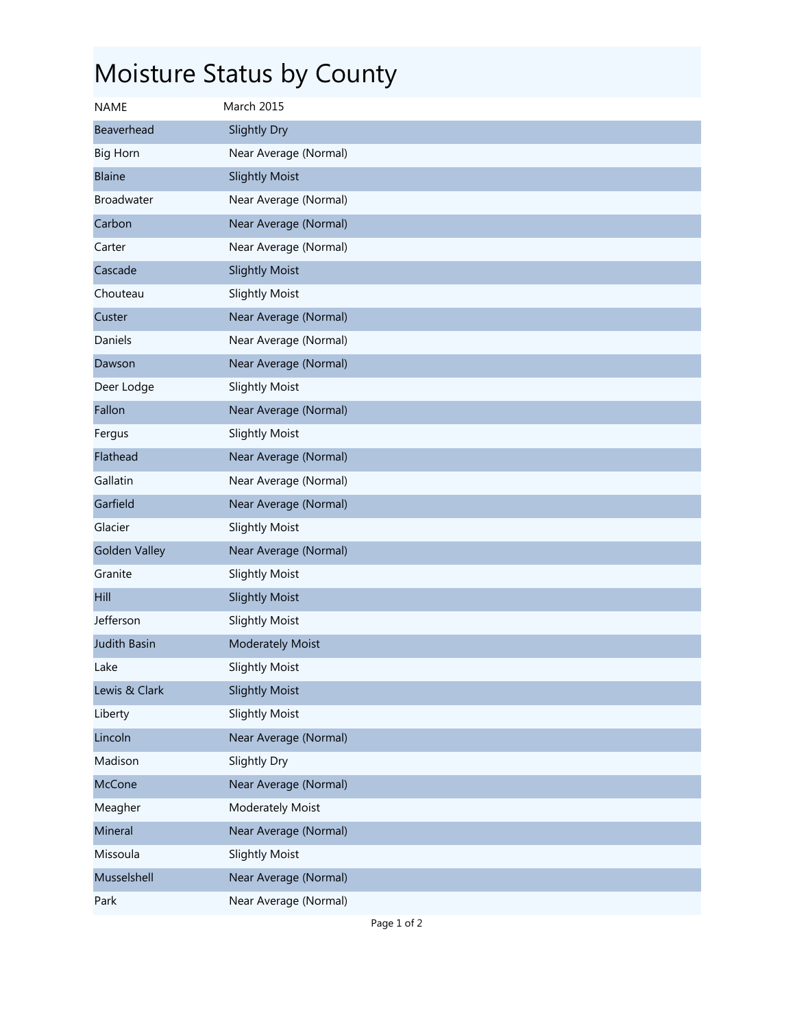# Moisture Status by County

| NAME | March 2015 |
|---|---|
| Beaverhead | Slightly Dry |
| Big Horn | Near Average (Normal) |
| Blaine | Slightly Moist |
| Broadwater | Near Average (Normal) |
| Carbon | Near Average (Normal) |
| Carter | Near Average (Normal) |
| Cascade | Slightly Moist |
| Chouteau | Slightly Moist |
| Custer | Near Average (Normal) |
| Daniels | Near Average (Normal) |
| Dawson | Near Average (Normal) |
| Deer Lodge | Slightly Moist |
| Fallon | Near Average (Normal) |
| Fergus | Slightly Moist |
| Flathead | Near Average (Normal) |
| Gallatin | Near Average (Normal) |
| Garfield | Near Average (Normal) |
| Glacier | Slightly Moist |
| Golden Valley | Near Average (Normal) |
| Granite | Slightly Moist |
| Hill | Slightly Moist |
| Jefferson | Slightly Moist |
| Judith Basin | Moderately Moist |
| Lake | Slightly Moist |
| Lewis & Clark | Slightly Moist |
| Liberty | Slightly Moist |
| Lincoln | Near Average (Normal) |
| Madison | Slightly Dry |
| McCone | Near Average (Normal) |
| Meagher | Moderately Moist |
| Mineral | Near Average (Normal) |
| Missoula | Slightly Moist |
| Musselshell | Near Average (Normal) |
| Park | Near Average (Normal) |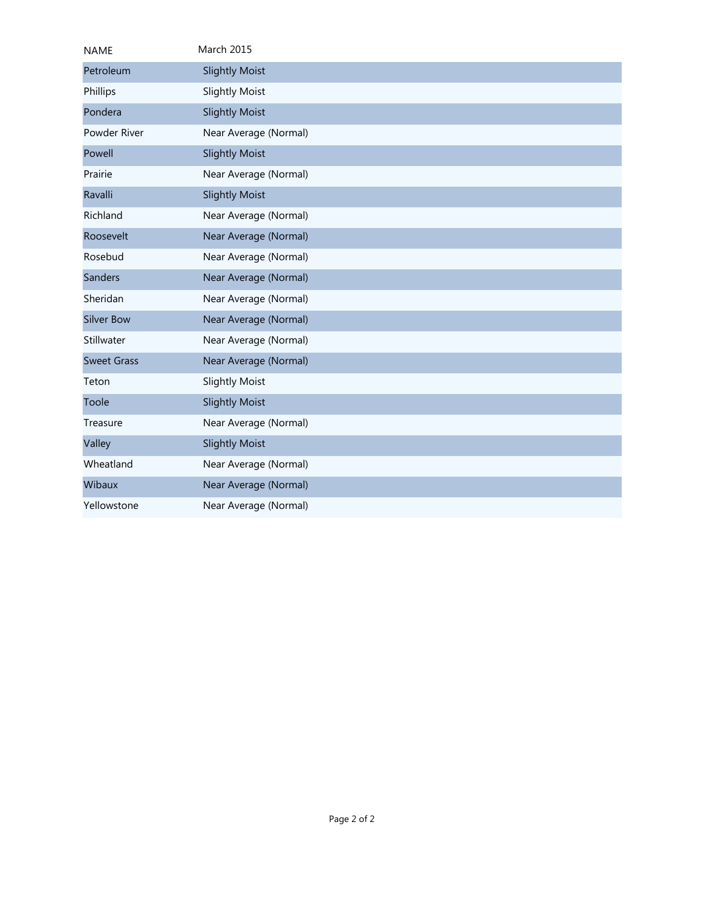| NAME | March 2015 |
|---|---|
| Petroleum | Slightly Moist |
| Phillips | Slightly Moist |
| Pondera | Slightly Moist |
| Powder River | Near Average (Normal) |
| Powell | Slightly Moist |
| Prairie | Near Average (Normal) |
| Ravalli | Slightly Moist |
| Richland | Near Average (Normal) |
| Roosevelt | Near Average (Normal) |
| Rosebud | Near Average (Normal) |
| Sanders | Near Average (Normal) |
| Sheridan | Near Average (Normal) |
| Silver Bow | Near Average (Normal) |
| Stillwater | Near Average (Normal) |
| Sweet Grass | Near Average (Normal) |
| Teton | Slightly Moist |
| Toole | Slightly Moist |
| Treasure | Near Average (Normal) |
| Valley | Slightly Moist |
| Wheatland | Near Average (Normal) |
| Wibaux | Near Average (Normal) |
| Yellowstone | Near Average (Normal) |